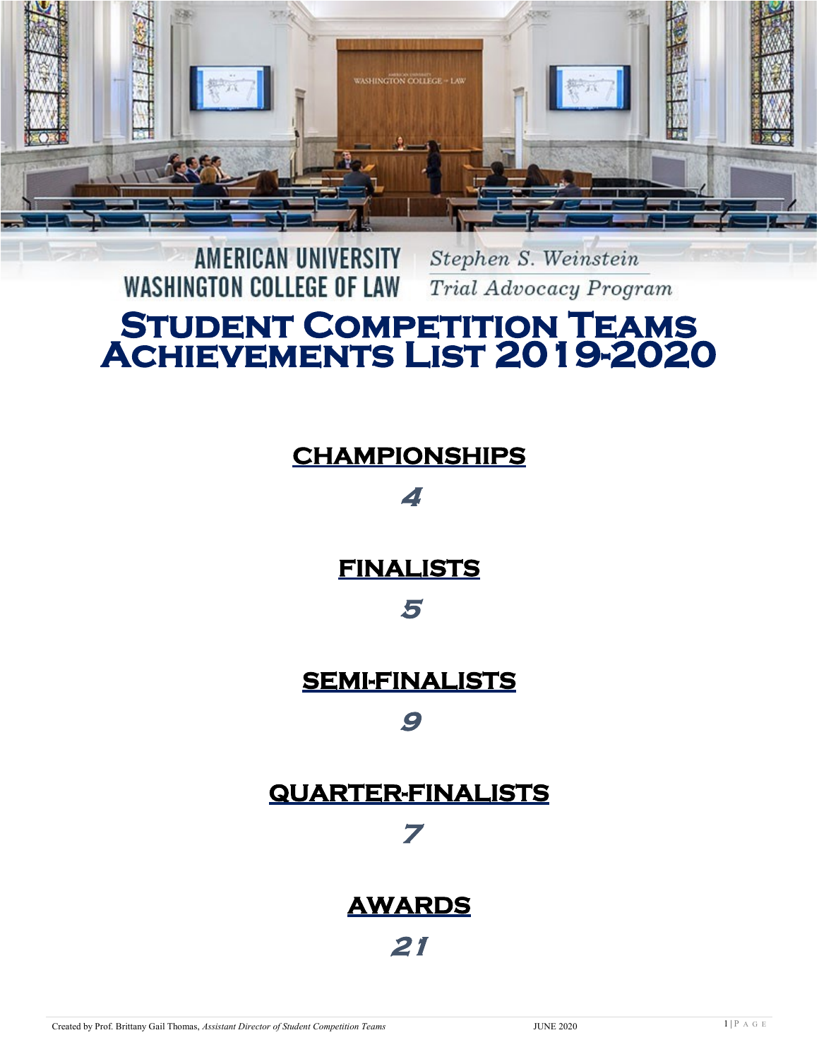AMERICAN UNIVERSITY WASHINGTON COLLEGE OF LAW

*Stephen S. Weinstein Trial Advocacy Program*

# Student Competition Teams Achievements List 2019-2020

## CHAMPIONSHIPS

**4**

## FINALISTS

**5**

## SEMI-FINALISTS

**9**

## QUARTER-FINALISTS

**7**

## AWARDS

**21**

Created by Prof. Brittany Gail Thomas, *Assistant Director of Student Competition Teams* JUNE 2020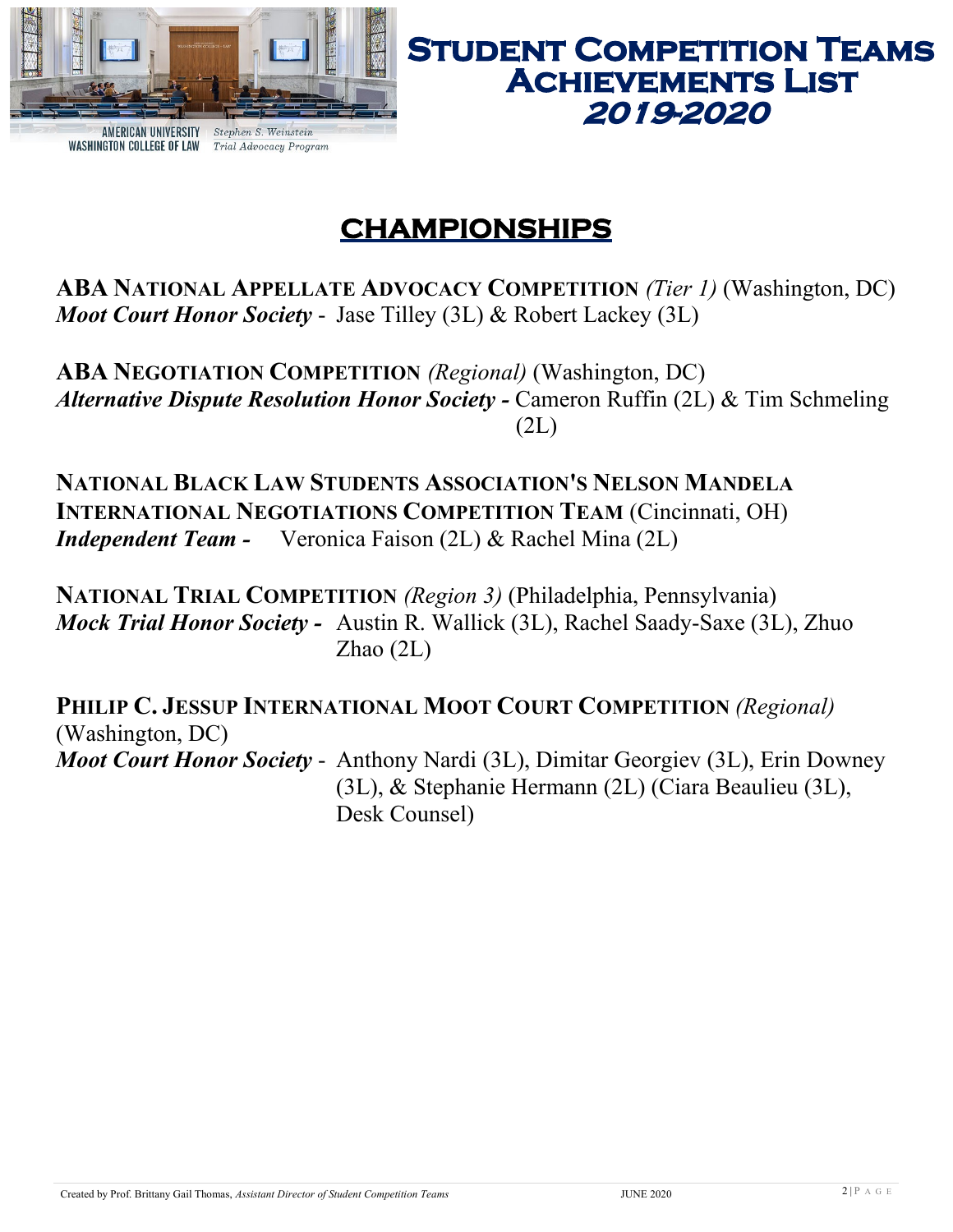AMERICAN UNIVERSITY WASHINGTON COLLEGE OF LAW *Stephen S. Weinstein Trial Advocacy Program*

# Student Competition Teams Achievements List 2019-2020

## CHAMPIONSHIPS

**ABA NATIONAL APPELLATE ADVOCACY COMPETITION** *(Tier 1)* (Washington, DC)
***Moot Court Honor Society*** - Jase Tilley (3L) & Robert Lackey (3L)

**ABA NEGOTIATION COMPETITION** *(Regional)* (Washington, DC)
***Alternative Dispute Resolution Honor Society -*** Cameron Ruffin (2L) & Tim Schmeling (2L)

**NATIONAL BLACK LAW STUDENTS ASSOCIATION'S NELSON MANDELA INTERNATIONAL NEGOTIATIONS COMPETITION TEAM** (Cincinnati, OH)
***Independent Team -*** Veronica Faison (2L) & Rachel Mina (2L)

**NATIONAL TRIAL COMPETITION** *(Region 3)* (Philadelphia, Pennsylvania)
***Mock Trial Honor Society -*** Austin R. Wallick (3L), Rachel Saady-Saxe (3L), Zhuo Zhao (2L)

**PHILIP C. JESSUP INTERNATIONAL MOOT COURT COMPETITION** *(Regional)* (Washington, DC)
***Moot Court Honor Society*** - Anthony Nardi (3L), Dimitar Georgiev (3L), Erin Downey (3L), & Stephanie Hermann (2L) (Ciara Beaulieu (3L), Desk Counsel)

Created by Prof. Brittany Gail Thomas, *Assistant Director of Student Competition Teams* JUNE 2020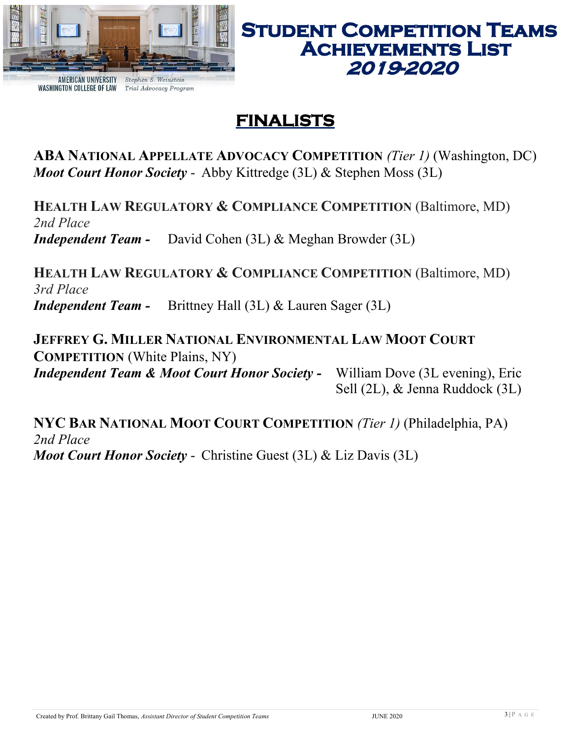# FINALISTS

**ABA NATIONAL APPELLATE ADVOCACY COMPETITION** *(Tier 1)* (Washington, DC)
***Moot Court Honor Society*** - Abby Kittredge (3L) & Stephen Moss (3L)

**HEALTH LAW REGULATORY & COMPLIANCE COMPETITION** (Baltimore, MD)
*2nd Place*
***Independent Team -*** David Cohen (3L) & Meghan Browder (3L)

**HEALTH LAW REGULATORY & COMPLIANCE COMPETITION** (Baltimore, MD)
*3rd Place*
***Independent Team -*** Brittney Hall (3L) & Lauren Sager (3L)

**JEFFREY G. MILLER NATIONAL ENVIRONMENTAL LAW MOOT COURT COMPETITION** (White Plains, NY)
***Independent Team & Moot Court Honor Society -*** William Dove (3L evening), Eric Sell (2L), & Jenna Ruddock (3L)

**NYC BAR NATIONAL MOOT COURT COMPETITION** *(Tier 1)* (Philadelphia, PA)
*2nd Place*
***Moot Court Honor Society*** - Christine Guest (3L) & Liz Davis (3L)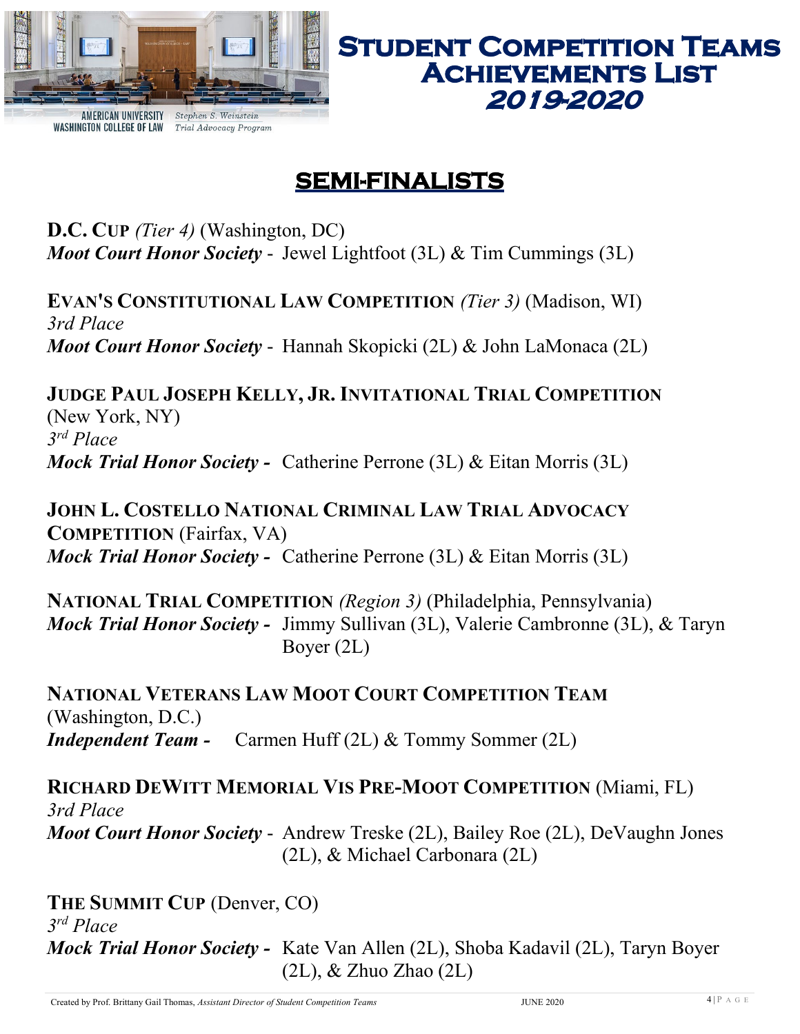# Student Competition Teams Achievements List *2019-2020*

AMERICAN UNIVERSITY WASHINGTON COLLEGE OF LAW — *Stephen S. Weinstein Trial Advocacy Program*

## SEMI-FINALISTS

**D.C. CUP** *(Tier 4)* (Washington, DC)
***Moot Court Honor Society*** - Jewel Lightfoot (3L) & Tim Cummings (3L)

**EVAN'S CONSTITUTIONAL LAW COMPETITION** *(Tier 3)* (Madison, WI)
*3rd Place*
***Moot Court Honor Society*** - Hannah Skopicki (2L) & John LaMonaca (2L)

**JUDGE PAUL JOSEPH KELLY, JR. INVITATIONAL TRIAL COMPETITION** (New York, NY)
*3rd Place*
***Mock Trial Honor Society*** - Catherine Perrone (3L) & Eitan Morris (3L)

**JOHN L. COSTELLO NATIONAL CRIMINAL LAW TRIAL ADVOCACY COMPETITION** (Fairfax, VA)
***Mock Trial Honor Society*** - Catherine Perrone (3L) & Eitan Morris (3L)

**NATIONAL TRIAL COMPETITION** *(Region 3)* (Philadelphia, Pennsylvania)
***Mock Trial Honor Society*** - Jimmy Sullivan (3L), Valerie Cambronne (3L), & Taryn Boyer (2L)

**NATIONAL VETERANS LAW MOOT COURT COMPETITION TEAM** (Washington, D.C.)
***Independent Team*** - Carmen Huff (2L) & Tommy Sommer (2L)

**RICHARD DEWITT MEMORIAL VIS PRE-MOOT COMPETITION** (Miami, FL)
*3rd Place*
***Moot Court Honor Society*** - Andrew Treske (2L), Bailey Roe (2L), DeVaughn Jones (2L), & Michael Carbonara (2L)

**THE SUMMIT CUP** (Denver, CO)
*3rd Place*
***Mock Trial Honor Society*** - Kate Van Allen (2L), Shoba Kadavil (2L), Taryn Boyer (2L), & Zhuo Zhao (2L)

Created by Prof. Brittany Gail Thomas, *Assistant Director of Student Competition Teams* — JUNE 2020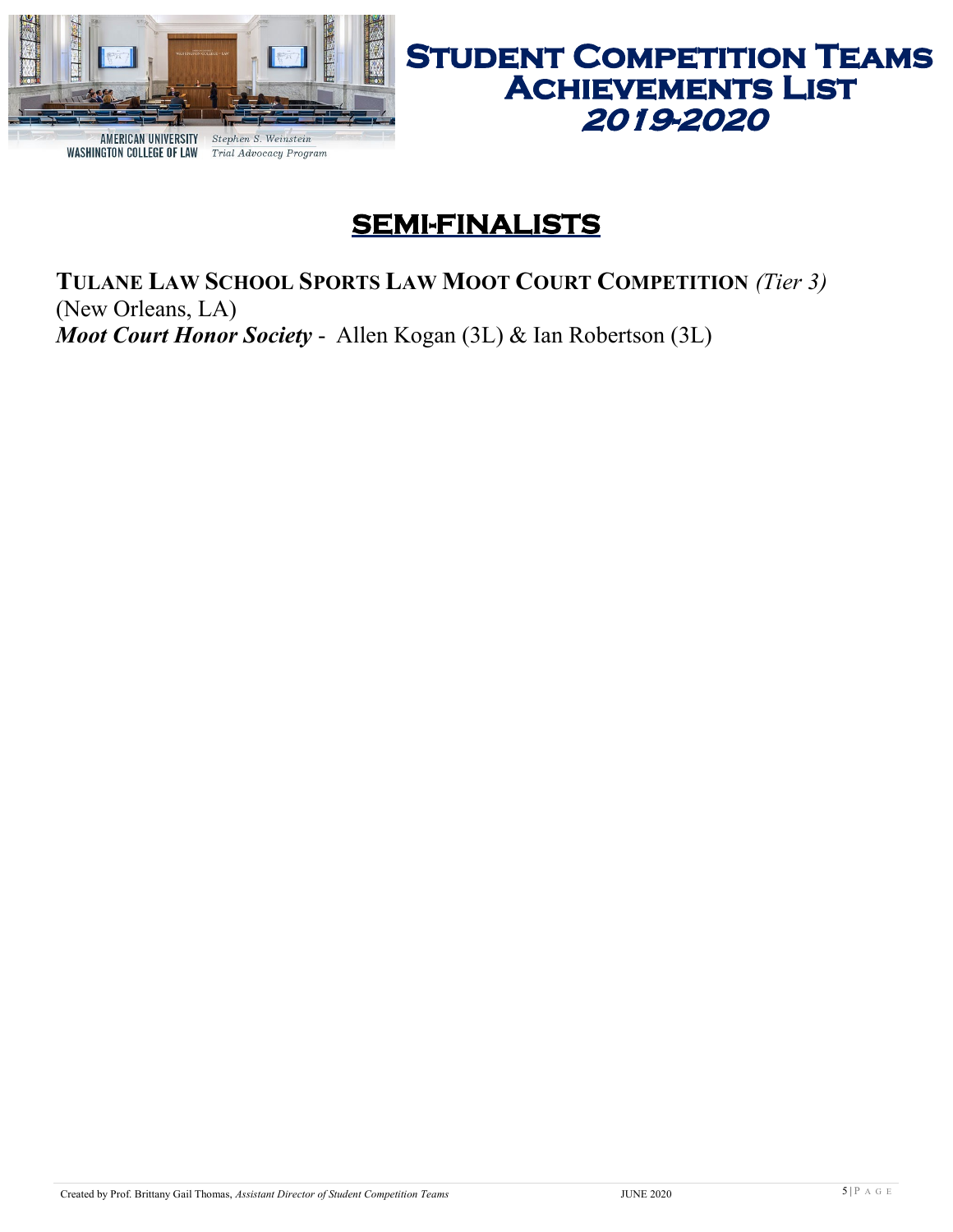# Student Competition Teams Achievements List 2019-2020

## SEMI-FINALISTS

**TULANE LAW SCHOOL SPORTS LAW MOOT COURT COMPETITION** *(Tier 3)*
(New Orleans, LA)
***Moot Court Honor Society*** - Allen Kogan (3L) & Ian Robertson (3L)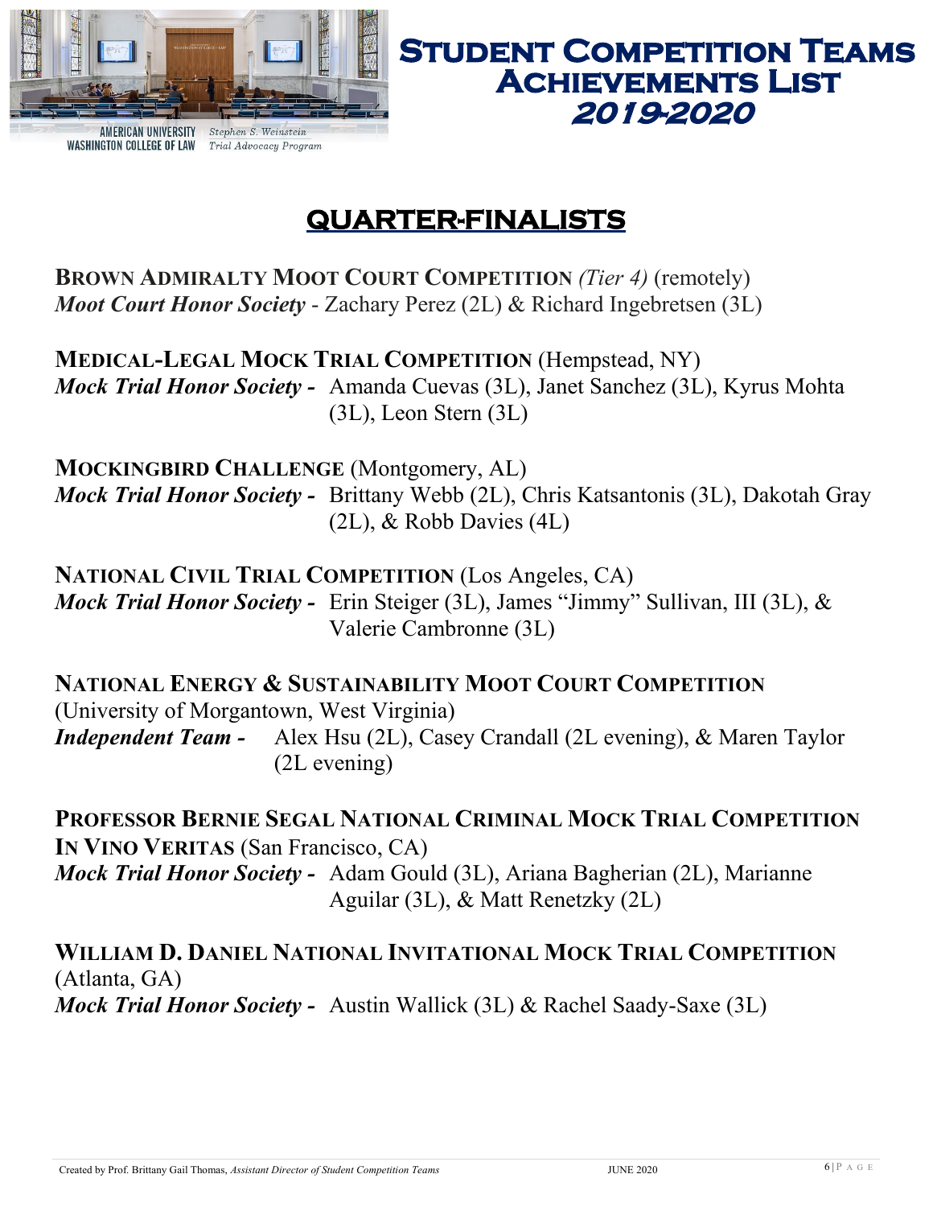# Student Competition Teams Achievements List 2019-2020

AMERICAN UNIVERSITY WASHINGTON COLLEGE OF LAW — *Stephen S. Weinstein Trial Advocacy Program*

## QUARTER-FINALISTS

**BROWN ADMIRALTY MOOT COURT COMPETITION** *(Tier 4)* (remotely)
***Moot Court Honor Society*** - Zachary Perez (2L) & Richard Ingebretsen (3L)

**MEDICAL-LEGAL MOCK TRIAL COMPETITION** (Hempstead, NY)
***Mock Trial Honor Society -*** Amanda Cuevas (3L), Janet Sanchez (3L), Kyrus Mohta (3L), Leon Stern (3L)

**MOCKINGBIRD CHALLENGE** (Montgomery, AL)
***Mock Trial Honor Society -*** Brittany Webb (2L), Chris Katsantonis (3L), Dakotah Gray (2L), & Robb Davies (4L)

**NATIONAL CIVIL TRIAL COMPETITION** (Los Angeles, CA)
***Mock Trial Honor Society -*** Erin Steiger (3L), James "Jimmy" Sullivan, III (3L), & Valerie Cambronne (3L)

**NATIONAL ENERGY & SUSTAINABILITY MOOT COURT COMPETITION** (University of Morgantown, West Virginia)
***Independent Team -*** Alex Hsu (2L), Casey Crandall (2L evening), & Maren Taylor (2L evening)

**PROFESSOR BERNIE SEGAL NATIONAL CRIMINAL MOCK TRIAL COMPETITION IN VINO VERITAS** (San Francisco, CA)
***Mock Trial Honor Society -*** Adam Gould (3L), Ariana Bagherian (2L), Marianne Aguilar (3L), & Matt Renetzky (2L)

**WILLIAM D. DANIEL NATIONAL INVITATIONAL MOCK TRIAL COMPETITION** (Atlanta, GA)
***Mock Trial Honor Society -*** Austin Wallick (3L) & Rachel Saady-Saxe (3L)

Created by Prof. Brittany Gail Thomas, *Assistant Director of Student Competition Teams* JUNE 2020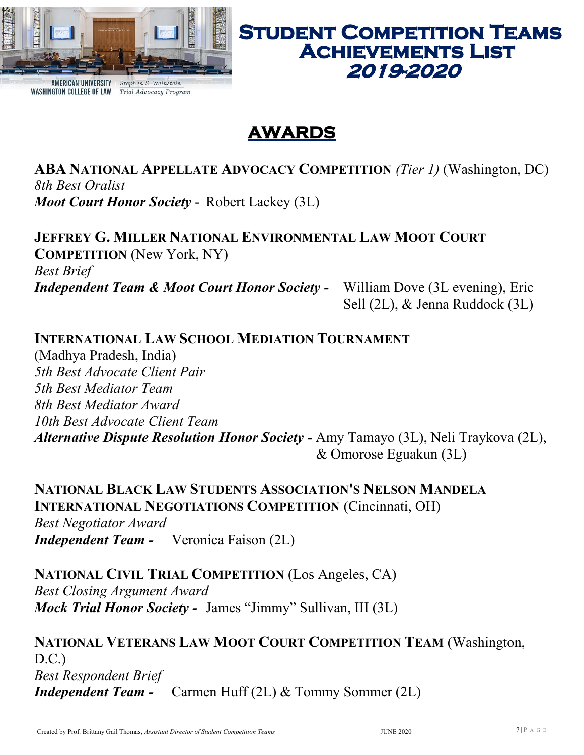AMERICAN UNIVERSITY WASHINGTON COLLEGE OF LAW — *Stephen S. Weinstein Trial Advocacy Program*

# Student Competition Teams Achievements List *2019-2020*

## AWARDS

**ABA National Appellate Advocacy Competition** *(Tier 1)* (Washington, DC)
*8th Best Oralist*
***Moot Court Honor Society*** - Robert Lackey (3L)

**Jeffrey G. Miller National Environmental Law Moot Court Competition** (New York, NY)
*Best Brief*
***Independent Team & Moot Court Honor Society*** - William Dove (3L evening), Eric Sell (2L), & Jenna Ruddock (3L)

**International Law School Mediation Tournament** (Madhya Pradesh, India)
*5th Best Advocate Client Pair*
*5th Best Mediator Team*
*8th Best Mediator Award*
*10th Best Advocate Client Team*
***Alternative Dispute Resolution Honor Society*** - Amy Tamayo (3L), Neli Traykova (2L), & Omorose Eguakun (3L)

**National Black Law Students Association's Nelson Mandela International Negotiations Competition** (Cincinnati, OH)
*Best Negotiator Award*
***Independent Team*** - Veronica Faison (2L)

**National Civil Trial Competition** (Los Angeles, CA)
*Best Closing Argument Award*
***Mock Trial Honor Society*** - James "Jimmy" Sullivan, III (3L)

**National Veterans Law Moot Court Competition Team** (Washington, D.C.)
*Best Respondent Brief*
***Independent Team*** - Carmen Huff (2L) & Tommy Sommer (2L)

Created by Prof. Brittany Gail Thomas, *Assistant Director of Student Competition Teams* — JUNE 2020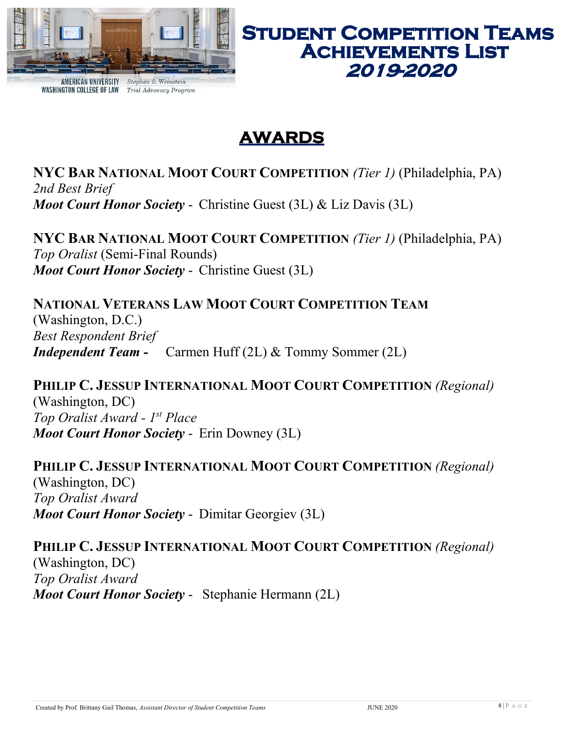# Student Competition Teams Achievements List *2019-2020*

AMERICAN UNIVERSITY WASHINGTON COLLEGE OF LAW — *Stephen S. Weinstein Trial Advocacy Program*

## AWARDS

**NYC BAR NATIONAL MOOT COURT COMPETITION** *(Tier 1)* (Philadelphia, PA)
*2nd Best Brief*
***Moot Court Honor Society*** - Christine Guest (3L) & Liz Davis (3L)

**NYC BAR NATIONAL MOOT COURT COMPETITION** *(Tier 1)* (Philadelphia, PA)
*Top Oralist* (Semi-Final Rounds)
***Moot Court Honor Society*** - Christine Guest (3L)

**NATIONAL VETERANS LAW MOOT COURT COMPETITION TEAM**
(Washington, D.C.)
*Best Respondent Brief*
***Independent Team -*** Carmen Huff (2L) & Tommy Sommer (2L)

**PHILIP C. JESSUP INTERNATIONAL MOOT COURT COMPETITION** *(Regional)*
(Washington, DC)
*Top Oralist Award - 1st Place*
***Moot Court Honor Society*** - Erin Downey (3L)

**PHILIP C. JESSUP INTERNATIONAL MOOT COURT COMPETITION** *(Regional)*
(Washington, DC)
*Top Oralist Award*
***Moot Court Honor Society*** - Dimitar Georgiev (3L)

**PHILIP C. JESSUP INTERNATIONAL MOOT COURT COMPETITION** *(Regional)*
(Washington, DC)
*Top Oralist Award*
***Moot Court Honor Society*** - Stephanie Hermann (2L)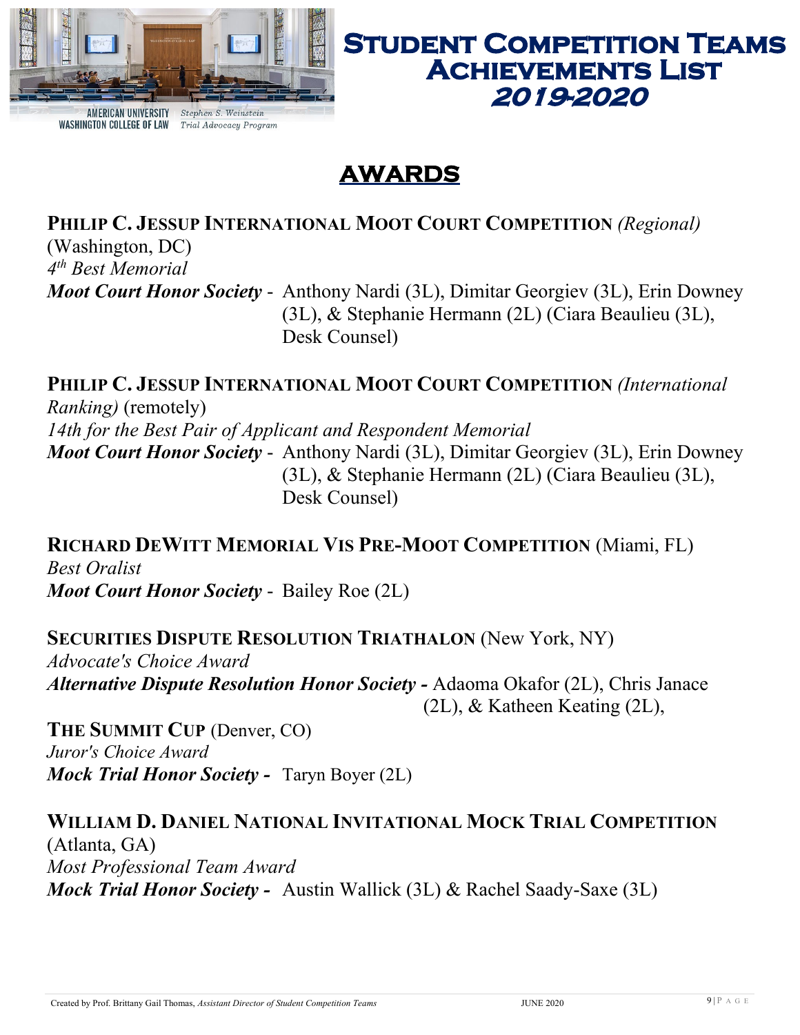AMERICAN UNIVERSITY WASHINGTON COLLEGE OF LAW *Stephen S. Weinstein Trial Advocacy Program*

# Student Competition Teams Achievements List *2019-2020*

## AWARDS

**PHILIP C. JESSUP INTERNATIONAL MOOT COURT COMPETITION** *(Regional)* (Washington, DC)
*4th Best Memorial*
***Moot Court Honor Society*** - Anthony Nardi (3L), Dimitar Georgiev (3L), Erin Downey (3L), & Stephanie Hermann (2L) (Ciara Beaulieu (3L), Desk Counsel)

**PHILIP C. JESSUP INTERNATIONAL MOOT COURT COMPETITION** *(International Ranking)* (remotely)
*14th for the Best Pair of Applicant and Respondent Memorial*
***Moot Court Honor Society*** - Anthony Nardi (3L), Dimitar Georgiev (3L), Erin Downey (3L), & Stephanie Hermann (2L) (Ciara Beaulieu (3L), Desk Counsel)

**RICHARD DEWITT MEMORIAL VIS PRE-MOOT COMPETITION** (Miami, FL)
*Best Oralist*
***Moot Court Honor Society*** - Bailey Roe (2L)

**SECURITIES DISPUTE RESOLUTION TRIATHALON** (New York, NY)
*Advocate's Choice Award*
***Alternative Dispute Resolution Honor Society -*** Adaoma Okafor (2L), Chris Janace (2L), & Katheen Keating (2L),

**THE SUMMIT CUP** (Denver, CO)
*Juror's Choice Award*
***Mock Trial Honor Society -*** Taryn Boyer (2L)

**WILLIAM D. DANIEL NATIONAL INVITATIONAL MOCK TRIAL COMPETITION** (Atlanta, GA)
*Most Professional Team Award*
***Mock Trial Honor Society -*** Austin Wallick (3L) & Rachel Saady-Saxe (3L)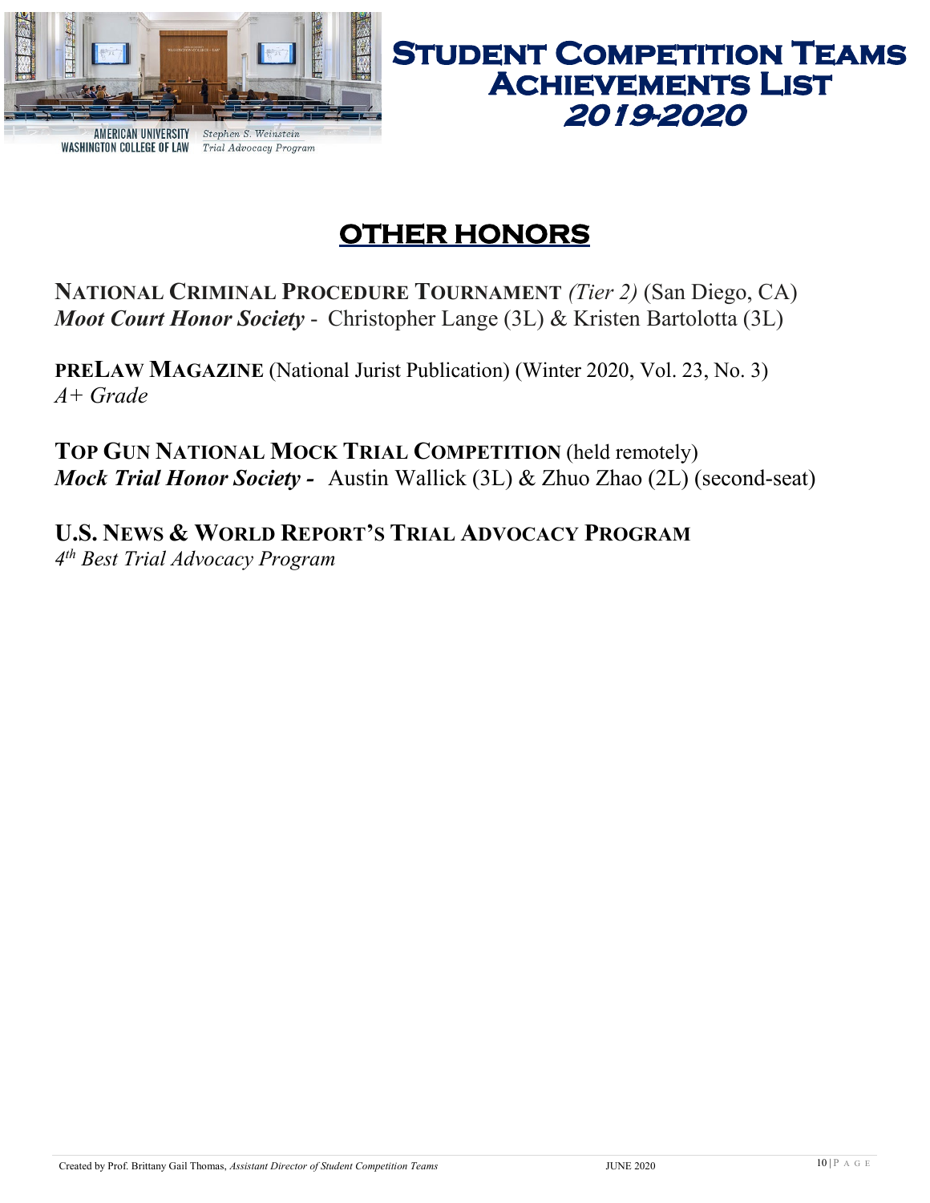# Student Competition Teams Achievements List 2019-2020

AMERICAN UNIVERSITY WASHINGTON COLLEGE OF LAW — *Stephen S. Weinstein Trial Advocacy Program*

## OTHER HONORS

**NATIONAL CRIMINAL PROCEDURE TOURNAMENT** *(Tier 2)* (San Diego, CA)
***Moot Court Honor Society*** - Christopher Lange (3L) & Kristen Bartolotta (3L)

**PRELAW MAGAZINE** (National Jurist Publication) (Winter 2020, Vol. 23, No. 3)
*A+ Grade*

**TOP GUN NATIONAL MOCK TRIAL COMPETITION** (held remotely)
***Mock Trial Honor Society -*** Austin Wallick (3L) & Zhuo Zhao (2L) (second-seat)

**U.S. NEWS & WORLD REPORT'S TRIAL ADVOCACY PROGRAM**
*4th Best Trial Advocacy Program*

Created by Prof. Brittany Gail Thomas, *Assistant Director of Student Competition Teams* JUNE 2020